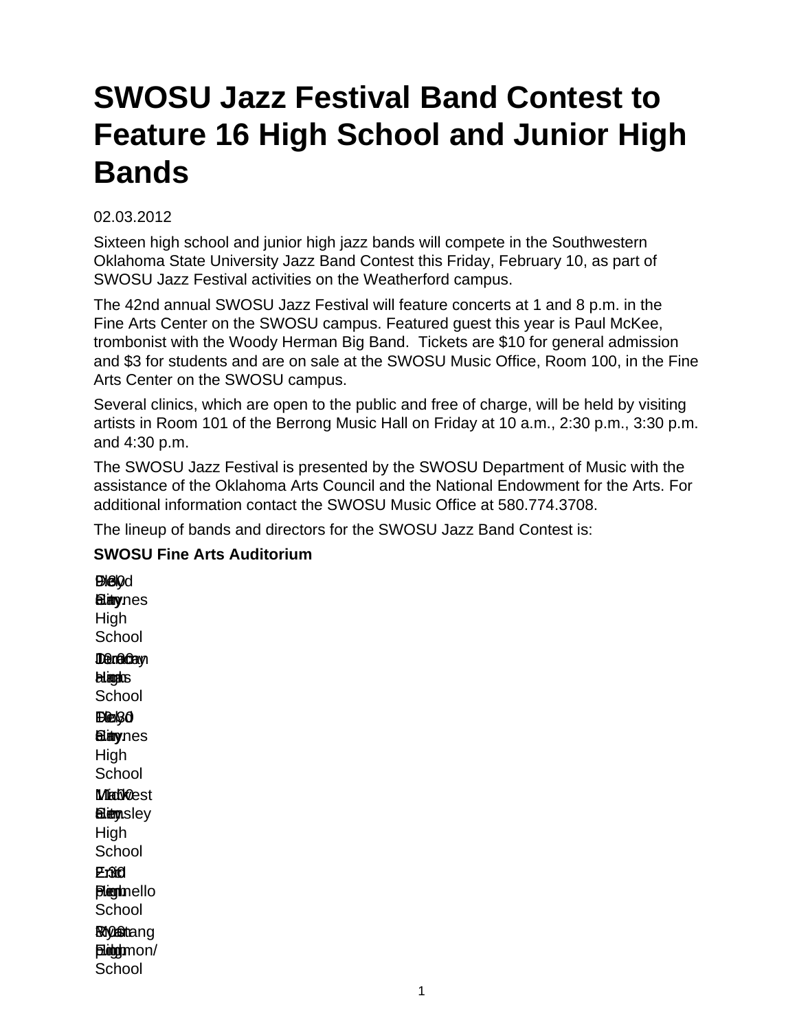# SWOSU Jazz Festival Band Contest to Feature 16 High School and Junior High Bands

02.03.2012

Sixteen high school and junior high jazz bands will compete in the Southwestern Oklahoma State University Jazz Band Contest this Friday, February 10, as part of SWOSU Jazz Festival activities on the Weatherford campus.

The 42nd annual SWOSU Jazz Festival will feature concerts at 1 and 8 p.m. in the Fine Arts Center on the SWOSU campus. Featured guest this year is Paul McKee, trombonist with the Woody Herman Big Band. Tickets are $10 for general admission and $3 for students and are on sale at the SWOSU Music Office, Room 100, in the Fine Arts Center on the SWOSU campus.

Several clinics, which are open to the public and free of charge, will be held by visiting artists in Room 101 of the Berrong Music Hall on Friday at 10 a.m., 2:30 p.m., 3:30 p.m. and 4:30 p.m.

The SWOSU Jazz Festival is presented by the SWOSU Department of Music with the assistance of the Oklahoma Arts Council and the National Endowment for the Arts. For additional information contact the SWOSU Music Office at 580.774.3708.

The lineup of bands and directors for the SWOSU Jazz Band Contest is:

**SWOSU Fine Arts Auditorium**

| Time | School | Director |
|---|---|---|
| 9:00 a.m. | Elk City High School | David Carnes |
| 10:00 a.m. | Duncan High School | Jeremy Lucas |
| 10:30 a.m. | Elk City High School | David Carnes |
| 11:00 a.m. | Midwest City High School | Mark Ensley |
| 2:30 p.m. | Enid High School | Ron Pennello |
| 3:00 p.m. | Mustang High School | Ryan Fullmon/ |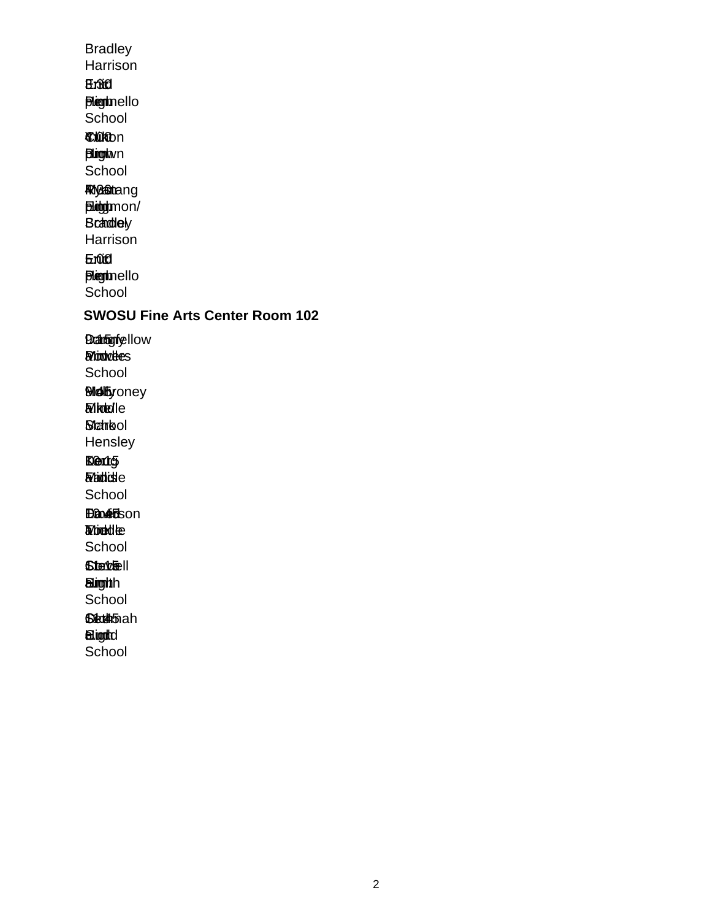Bradley Harrison

| | | |
|---|---|---|
| 3:30 pm | Enid High School | Pennello |
| 4:00 pm | Clinton High School | Brown |
| 4:30 pm | Mustang High School | Ryan Fullmon/ Bradley Harrison |
| 5:00 pm | Enid High School | Pennello |

**SWOSU Fine Arts Center Room 102**

| | | |
|---|---|---|
| 9:15 am | Longfellow Middle School | Danny Rhodes |
| 9:45 am | Maloney Middle School | Molly Elk/ Mark Hensley |
| 10:15 am | Middle School | Doug Fields |
| 10:45 am | Emerson Middle School | Tim Poole |
| 11:15 am | Stroud High School | Steve Smith |
| 11:45 am | Okemah High School | Gold |